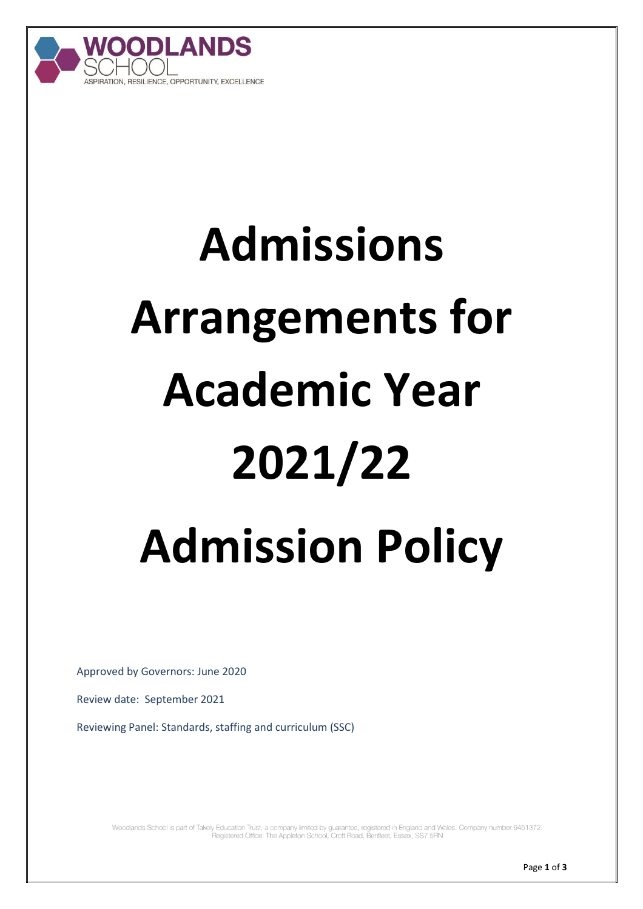WOODLANDS SCHOOL

ASPIRATION, RESILIENCE, OPPORTUNITY, EXCELLENCE

# Admissions Arrangements for Academic Year 2021/22

# Admission Policy

Approved by Governors: June 2020

Review date: September 2021

Reviewing Panel: Standards, staffing and curriculum (SSC)

Woodlands School is part of Takely Education Trust, a company limited by guarantee, registered in England and Wales. Company number 9451372.
Registered Office: The Appleton School, Croft Road, Benfleet, Essex, SS7 5RN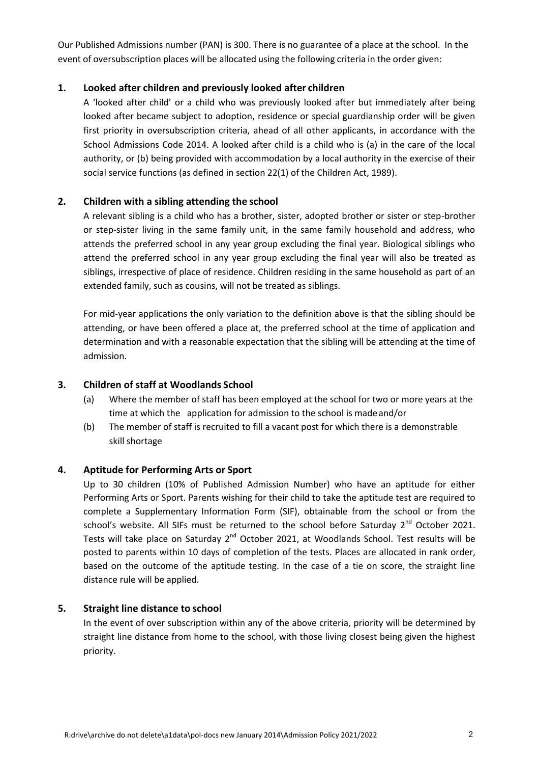Our Published Admissions number (PAN) is 300. There is no guarantee of a place at the school. In the event of oversubscription places will be allocated using the following criteria in the order given:

## 1. Looked after children and previously looked after children

A 'looked after child' or a child who was previously looked after but immediately after being looked after became subject to adoption, residence or special guardianship order will be given first priority in oversubscription criteria, ahead of all other applicants, in accordance with the School Admissions Code 2014. A looked after child is a child who is (a) in the care of the local authority, or (b) being provided with accommodation by a local authority in the exercise of their social service functions (as defined in section 22(1) of the Children Act, 1989).

## 2. Children with a sibling attending the school

A relevant sibling is a child who has a brother, sister, adopted brother or sister or step-brother or step-sister living in the same family unit, in the same family household and address, who attends the preferred school in any year group excluding the final year. Biological siblings who attend the preferred school in any year group excluding the final year will also be treated as siblings, irrespective of place of residence. Children residing in the same household as part of an extended family, such as cousins, will not be treated as siblings.

For mid-year applications the only variation to the definition above is that the sibling should be attending, or have been offered a place at, the preferred school at the time of application and determination and with a reasonable expectation that the sibling will be attending at the time of admission.

## 3. Children of staff at Woodlands School

(a) Where the member of staff has been employed at the school for two or more years at the time at which the application for admission to the school is made and/or

(b) The member of staff is recruited to fill a vacant post for which there is a demonstrable skill shortage

## 4. Aptitude for Performing Arts or Sport

Up to 30 children (10% of Published Admission Number) who have an aptitude for either Performing Arts or Sport. Parents wishing for their child to take the aptitude test are required to complete a Supplementary Information Form (SIF), obtainable from the school or from the school's website. All SIFs must be returned to the school before Saturday 2nd October 2021. Tests will take place on Saturday 2nd October 2021, at Woodlands School. Test results will be posted to parents within 10 days of completion of the tests. Places are allocated in rank order, based on the outcome of the aptitude testing. In the case of a tie on score, the straight line distance rule will be applied.

## 5. Straight line distance to school

In the event of over subscription within any of the above criteria, priority will be determined by straight line distance from home to the school, with those living closest being given the highest priority.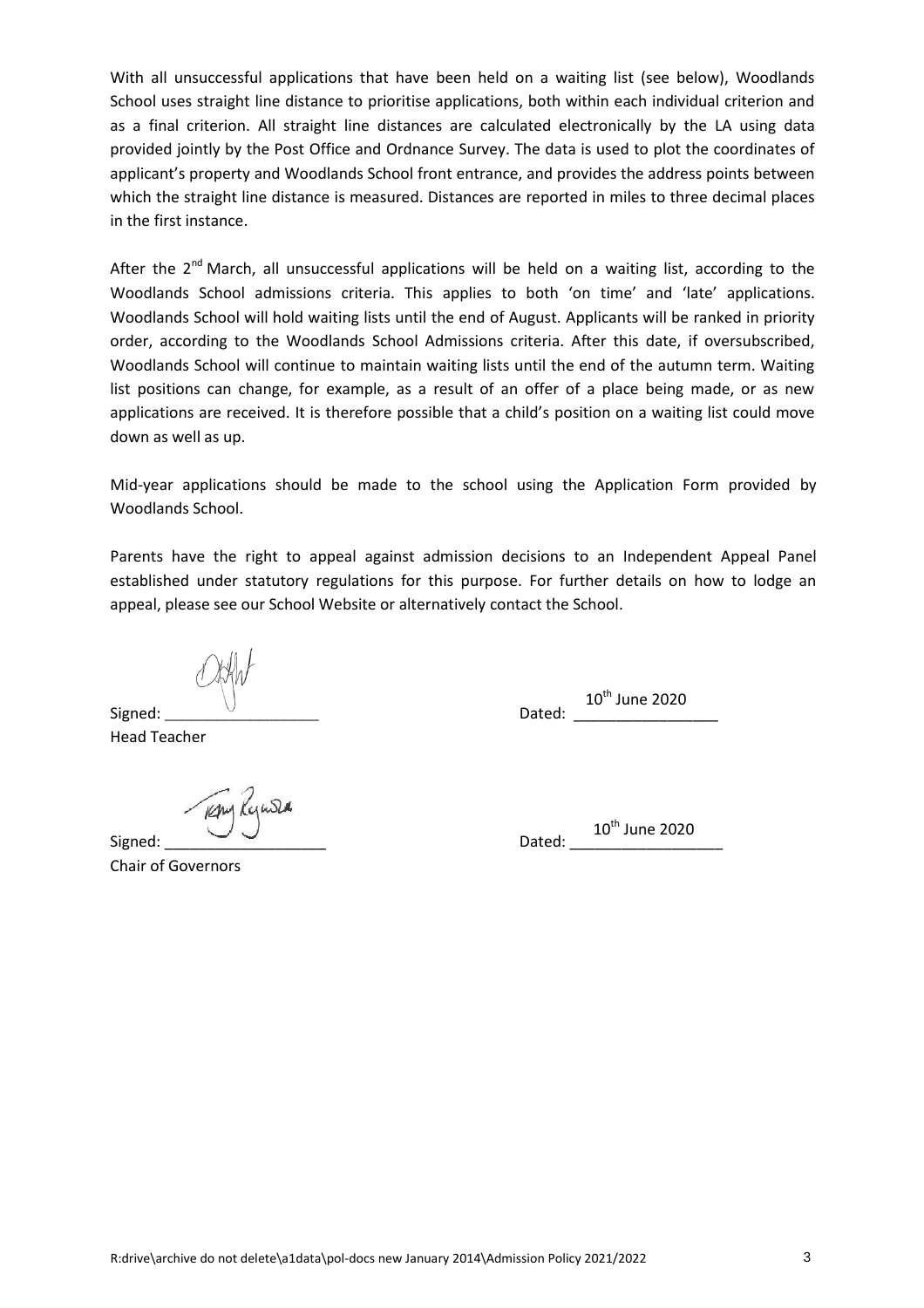With all unsuccessful applications that have been held on a waiting list (see below), Woodlands School uses straight line distance to prioritise applications, both within each individual criterion and as a final criterion. All straight line distances are calculated electronically by the LA using data provided jointly by the Post Office and Ordnance Survey. The data is used to plot the coordinates of applicant's property and Woodlands School front entrance, and provides the address points between which the straight line distance is measured. Distances are reported in miles to three decimal places in the first instance.

After the 2nd March, all unsuccessful applications will be held on a waiting list, according to the Woodlands School admissions criteria. This applies to both 'on time' and 'late' applications. Woodlands School will hold waiting lists until the end of August. Applicants will be ranked in priority order, according to the Woodlands School Admissions criteria. After this date, if oversubscribed, Woodlands School will continue to maintain waiting lists until the end of the autumn term. Waiting list positions can change, for example, as a result of an offer of a place being made, or as new applications are received. It is therefore possible that a child's position on a waiting list could move down as well as up.

Mid-year applications should be made to the school using the Application Form provided by Woodlands School.

Parents have the right to appeal against admission decisions to an Independent Appeal Panel established under statutory regulations for this purpose. For further details on how to lodge an appeal, please see our School Website or alternatively contact the School.

Signed: ___________________ Dated: 10th June 2020

Head Teacher

Signed: ___________________ Dated: 10th June 2020

Chair of Governors

R:drive\archive do not delete\a1data\pol-docs new January 2014\Admission Policy 2021/2022